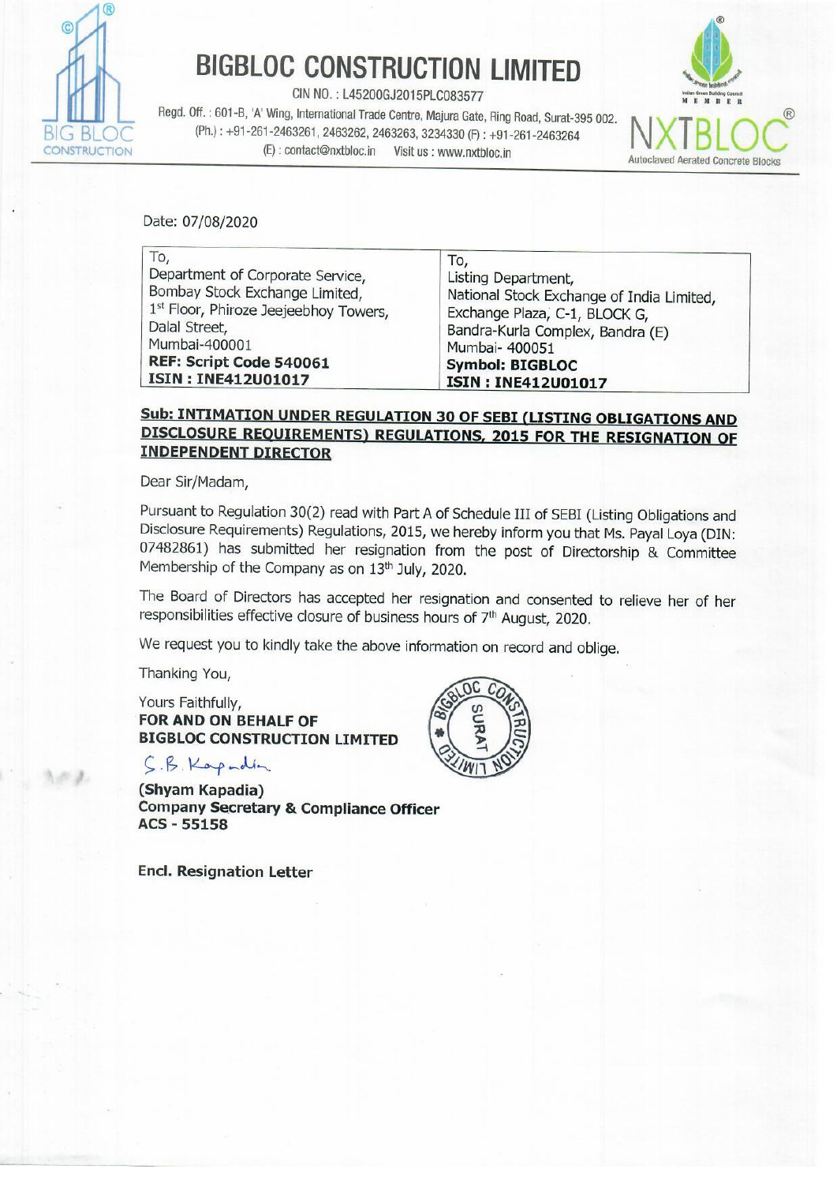# BIGBLOC CONSTRUCTION LIMITED

CIN NO. : L45200GJ2015PLC083577

Regd. Off. : 601-B, 'A' Wing, International Trade Centre, Majura Gate, Ring Road, Surat-395 002.
(Ph.) : +91-261-2463261, 2463262, 2463263, 3234330 (F) : +91-261-2463264
(E) : contact@nxtbloc.in Visit us : www.nxtbloc.in

NXTBLOC® Autoclaved Aerated Concrete Blocks

Date: 07/08/2020

| To, | To, |
|---|---|
| Department of Corporate Service, | Listing Department, |
| Bombay Stock Exchange Limited, | National Stock Exchange of India Limited, |
| 1st Floor, Phiroze Jeejeebhoy Towers, | Exchange Plaza, C-1, BLOCK G, |
| Dalal Street, | Bandra-Kurla Complex, Bandra (E) |
| Mumbai-400001 | Mumbai- 400051 |
| **REF: Script Code 540061** | **Symbol: BIGBLOC** |
| **ISIN : INE412U01017** | **ISIN : INE412U01017** |

**Sub: INTIMATION UNDER REGULATION 30 OF SEBI (LISTING OBLIGATIONS AND DISCLOSURE REQUIREMENTS) REGULATIONS, 2015 FOR THE RESIGNATION OF INDEPENDENT DIRECTOR**

Dear Sir/Madam,

Pursuant to Regulation 30(2) read with Part A of Schedule III of SEBI (Listing Obligations and Disclosure Requirements) Regulations, 2015, we hereby inform you that Ms. Payal Loya (DIN: 07482861) has submitted her resignation from the post of Directorship & Committee Membership of the Company as on 13th July, 2020.

The Board of Directors has accepted her resignation and consented to relieve her of her responsibilities effective closure of business hours of 7th August, 2020.

We request you to kindly take the above information on record and oblige.

Thanking You,

Yours Faithfully,
**FOR AND ON BEHALF OF**
**BIGBLOC CONSTRUCTION LIMITED**

S.B. Kapadia

**(Shyam Kapadia)**
**Company Secretary & Compliance Officer**
**ACS - 55158**

**Encl. Resignation Letter**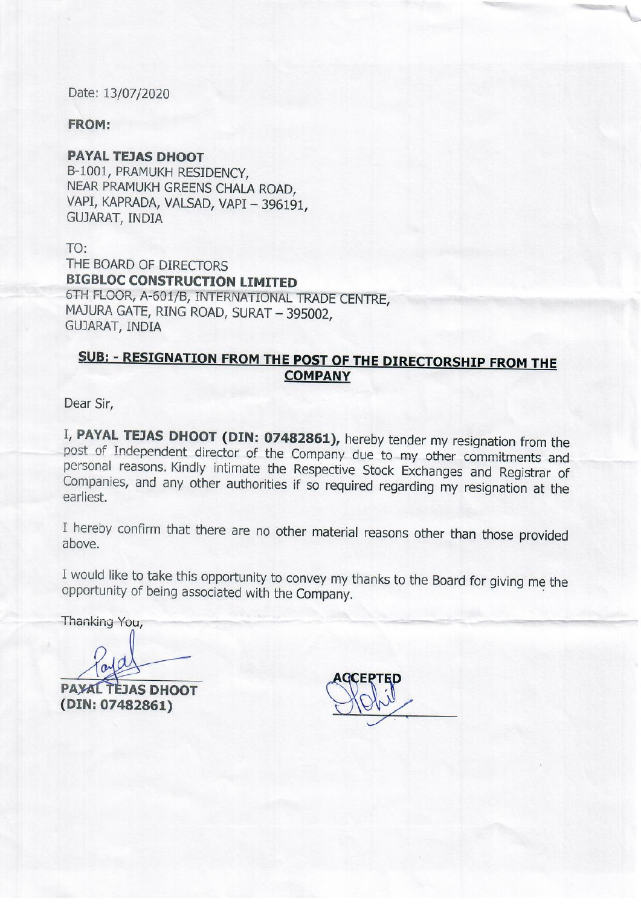Date: 13/07/2020

**FROM:**

**PAYAL TEJAS DHOOT**
B-1001, PRAMUKH RESIDENCY,
NEAR PRAMUKH GREENS CHALA ROAD,
VAPI, KAPRADA, VALSAD, VAPI – 396191,
GUJARAT, INDIA

TO:
THE BOARD OF DIRECTORS
**BIGBLOC CONSTRUCTION LIMITED**
6TH FLOOR, A-601/B, INTERNATIONAL TRADE CENTRE,
MAJURA GATE, RING ROAD, SURAT – 395002,
GUJARAT, INDIA

**SUB: - RESIGNATION FROM THE POST OF THE DIRECTORSHIP FROM THE COMPANY**

Dear Sir,

I, **PAYAL TEJAS DHOOT (DIN: 07482861),** hereby tender my resignation from the post of Independent director of the Company due to my other commitments and personal reasons. Kindly intimate the Respective Stock Exchanges and Registrar of Companies, and any other authorities if so required regarding my resignation at the earliest.

I hereby confirm that there are no other material reasons other than those provided above.

I would like to take this opportunity to convey my thanks to the Board for giving me the opportunity of being associated with the Company.

Thanking You,

Payal

**PAYAL TEJAS DHOOT**
**(DIN: 07482861)**

**ACCEPTED**